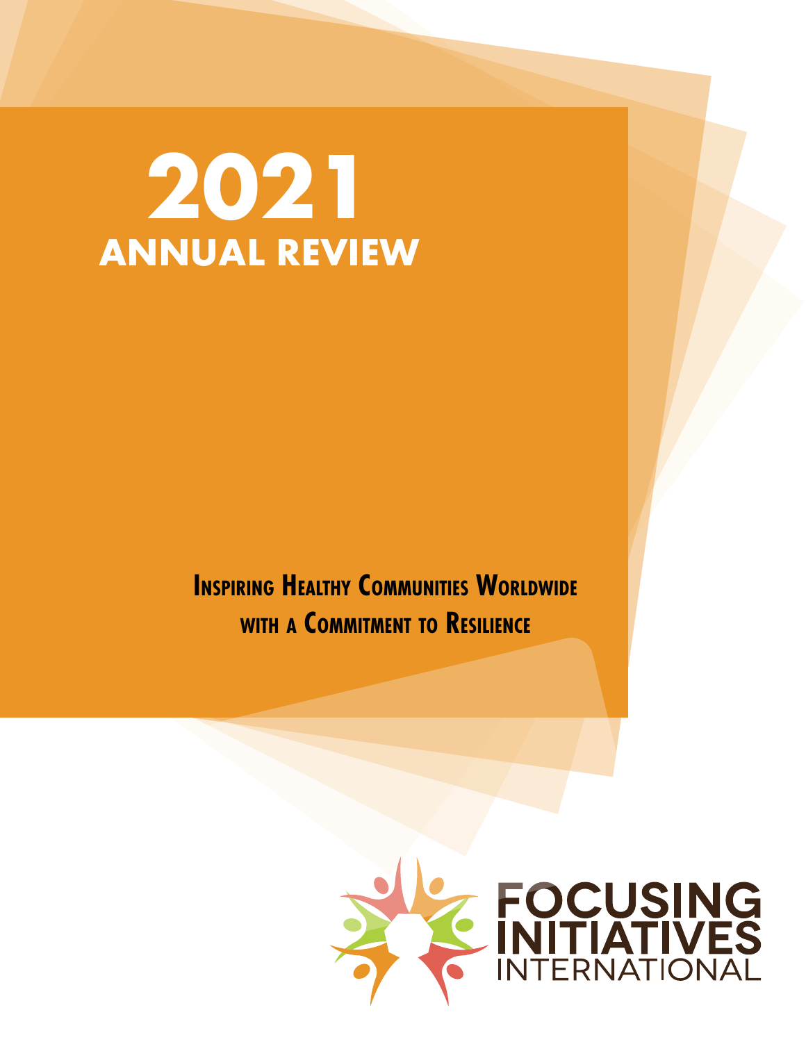# 2021
# ANNUAL REVIEW

**Inspiring Healthy Communities Worldwide with a Commitment to Resilience**

FOCUSING INITIATIVES INTERNATIONAL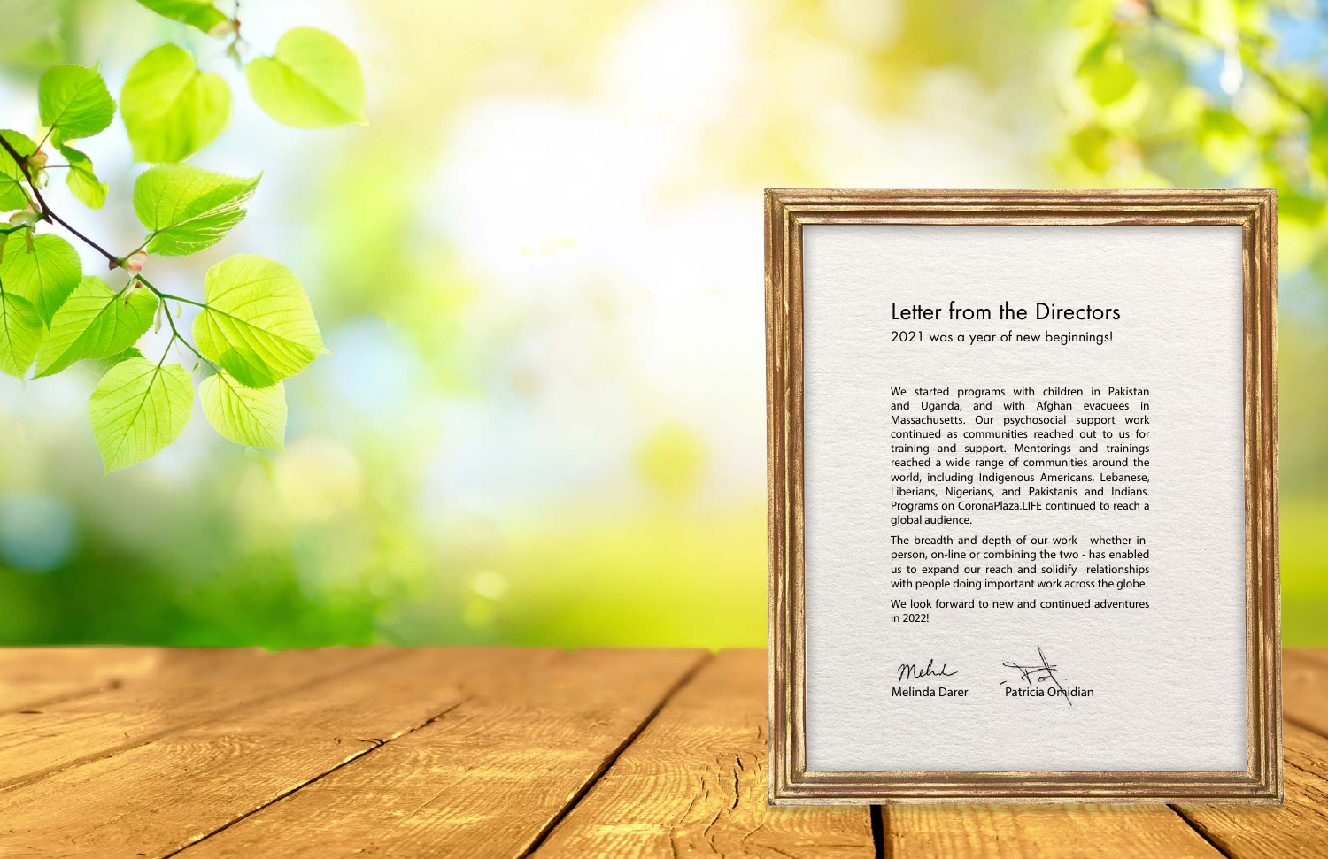# Letter from the Directors

2021 was a year of new beginnings!

We started programs with children in Pakistan and Uganda, and with Afghan evacuees in Massachusetts. Our psychosocial support work continued as communities reached out to us for training and support. Mentorings and trainings reached a wide range of communities around the world, including Indigenous Americans, Lebanese, Liberians, Nigerians, and Pakistanis and Indians. Programs on CoronaPlaza.LIFE continued to reach a global audience.

The breadth and depth of our work - whether in-person, on-line or combining the two - has enabled us to expand our reach and solidify relationships with people doing important work across the globe.

We look forward to new and continued adventures in 2022!

Melinda Darer     Patricia Omidian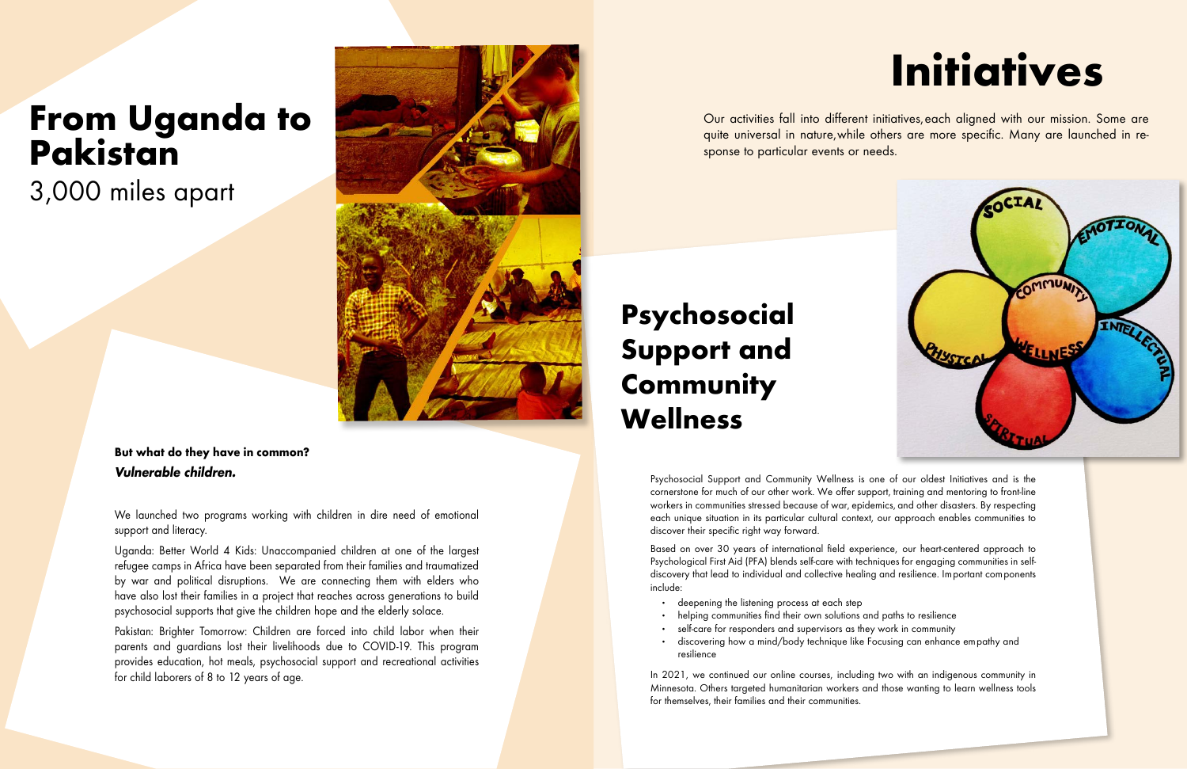# From Uganda to Pakistan

3,000 miles apart

**But what do they have in common?**
***Vulnerable children.***

We launched two programs working with children in dire need of emotional support and literacy.

Uganda: Better World 4 Kids: Unaccompanied children at one of the largest refugee camps in Africa have been separated from their families and traumatized by war and political disruptions. We are connecting them with elders who have also lost their families in a project that reaches across generations to build psychosocial supports that give the children hope and the elderly solace.

Pakistan: Brighter Tomorrow: Children are forced into child labor when their parents and guardians lost their livelihoods due to COVID-19. This program provides education, hot meals, psychosocial support and recreational activities for child laborers of 8 to 12 years of age.

# Initiatives

Our activities fall into different initiatives, each aligned with our mission. Some are quite universal in nature, while others are more specific. Many are launched in response to particular events or needs.

## Psychosocial Support and Community Wellness

Psychosocial Support and Community Wellness is one of our oldest Initiatives and is the cornerstone for much of our other work. We offer support, training and mentoring to front-line workers in communities stressed because of war, epidemics, and other disasters. By respecting each unique situation in its particular cultural context, our approach enables communities to discover their specific right way forward.

Based on over 30 years of international field experience, our heart-centered approach to Psychological First Aid (PFA) blends self-care with techniques for engaging communities in self-discovery that lead to individual and collective healing and resilience. Important components include:

- deepening the listening process at each step
- helping communities find their own solutions and paths to resilience
- self-care for responders and supervisors as they work in community
- discovering how a mind/body technique like Focusing can enhance empathy and resilience

In 2021, we continued our online courses, including two with an indigenous community in Minnesota. Others targeted humanitarian workers and those wanting to learn wellness tools for themselves, their families and their communities.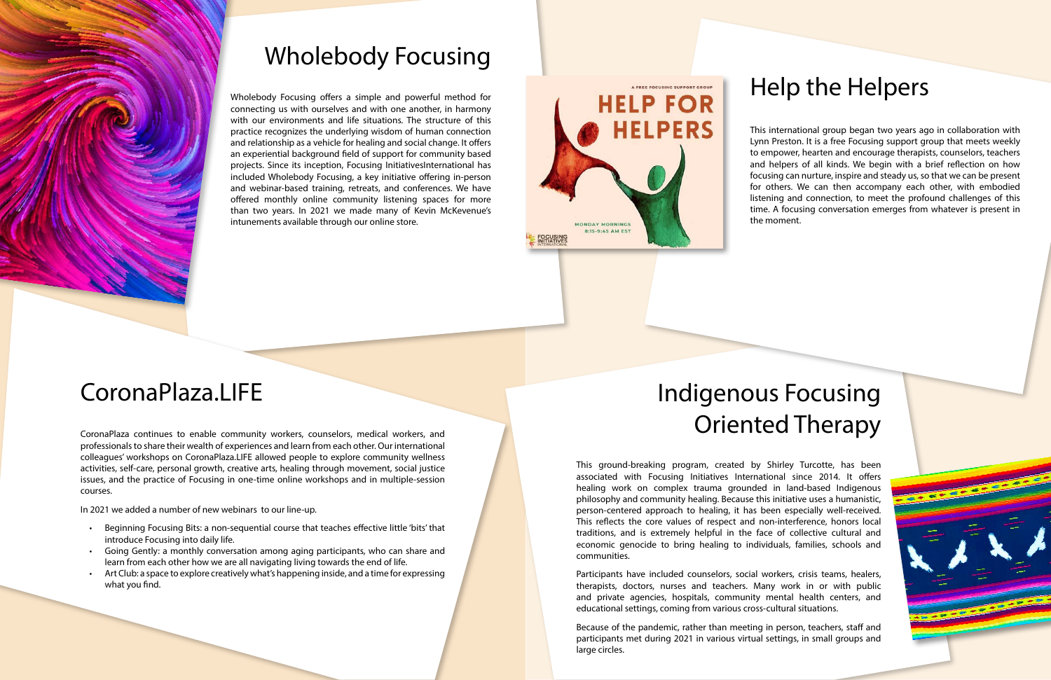## Wholebody Focusing

Wholebody Focusing offers a simple and powerful method for connecting us with ourselves and with one another, in harmony with our environments and life situations. The structure of this practice recognizes the underlying wisdom of human connection and relationship as a vehicle for healing and social change. It offers an experiential background field of support for community based projects. Since its inception, Focusing InitiativesInternational has included Wholebody Focusing, a key initiative offering in-person and webinar-based training, retreats, and conferences. We have offered monthly online community listening spaces for more than two years. In 2021 we made many of Kevin McKevenue's intunements available through our online store.

## Help the Helpers

A FREE FOCUSING SUPPORT GROUP

HELP FOR HELPERS

MONDAY MORNINGS 8:15-9:45 AM EST

FOCUSING INITIATIVES INTERNATIONAL

This international group began two years ago in collaboration with Lynn Preston. It is a free Focusing support group that meets weekly to empower, hearten and encourage therapists, counselors, teachers and helpers of all kinds. We begin with a brief reflection on how focusing can nurture, inspire and steady us, so that we can be present for others. We can then accompany each other, with embodied listening and connection, to meet the profound challenges of this time. A focusing conversation emerges from whatever is present in the moment.

## CoronaPlaza.LIFE

CoronaPlaza continues to enable community workers, counselors, medical workers, and professionals to share their wealth of experiences and learn from each other. Our international colleagues' workshops on CoronaPlaza.LIFE allowed people to explore community wellness activities, self-care, personal growth, creative arts, healing through movement, social justice issues, and the practice of Focusing in one-time online workshops and in multiple-session courses.

In 2021 we added a number of new webinars to our line-up.

- Beginning Focusing Bits: a non-sequential course that teaches effective little 'bits' that introduce Focusing into daily life.
- Going Gently: a monthly conversation among aging participants, who can share and learn from each other how we are all navigating living towards the end of life.
- Art Club: a space to explore creatively what's happening inside, and a time for expressing what you find.

## Indigenous Focusing Oriented Therapy

This ground-breaking program, created by Shirley Turcotte, has been associated with Focusing Initiatives International since 2014. It offers healing work on complex trauma grounded in land-based Indigenous philosophy and community healing. Because this initiative uses a humanistic, person-centered approach to healing, it has been especially well-received. This reflects the core values of respect and non-interference, honors local traditions, and is extremely helpful in the face of collective cultural and economic genocide to bring healing to individuals, families, schools and communities.

Participants have included counselors, social workers, crisis teams, healers, therapists, doctors, nurses and teachers. Many work in or with public and private agencies, hospitals, community mental health centers, and educational settings, coming from various cross-cultural situations.

Because of the pandemic, rather than meeting in person, teachers, staff and participants met during 2021 in various virtual settings, in small groups and large circles.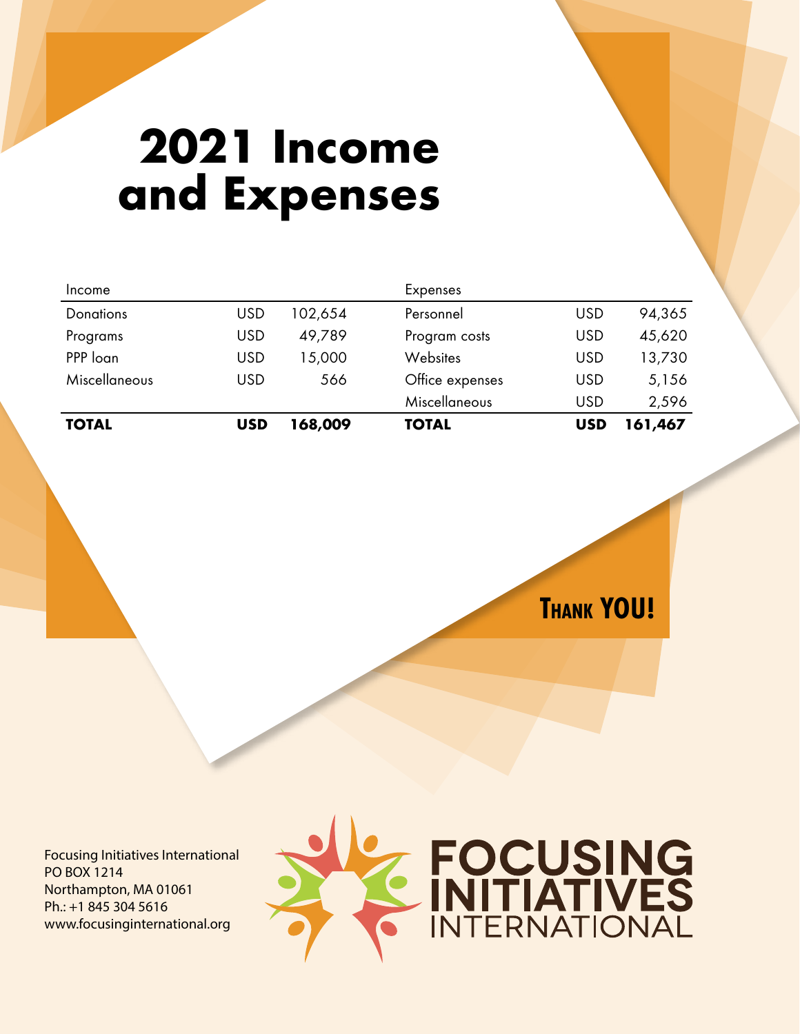# 2021 Income and Expenses

| Income | | | Expenses | | |
| --- | --- | --- | --- | --- | --- |
| Donations | USD | 102,654 | Personnel | USD | 94,365 |
| Programs | USD | 49,789 | Program costs | USD | 45,620 |
| PPP loan | USD | 15,000 | Websites | USD | 13,730 |
| Miscellaneous | USD | 566 | Office expenses | USD | 5,156 |
| | | | Miscellaneous | USD | 2,596 |
| **TOTAL** | **USD** | **168,009** | **TOTAL** | **USD** | **161,467** |

**THANK YOU!**

Focusing Initiatives International
PO BOX 1214
Northampton, MA 01061
Ph.: +1 845 304 5616
www.focusinginternational.org

FOCUSING INITIATIVES INTERNATIONAL